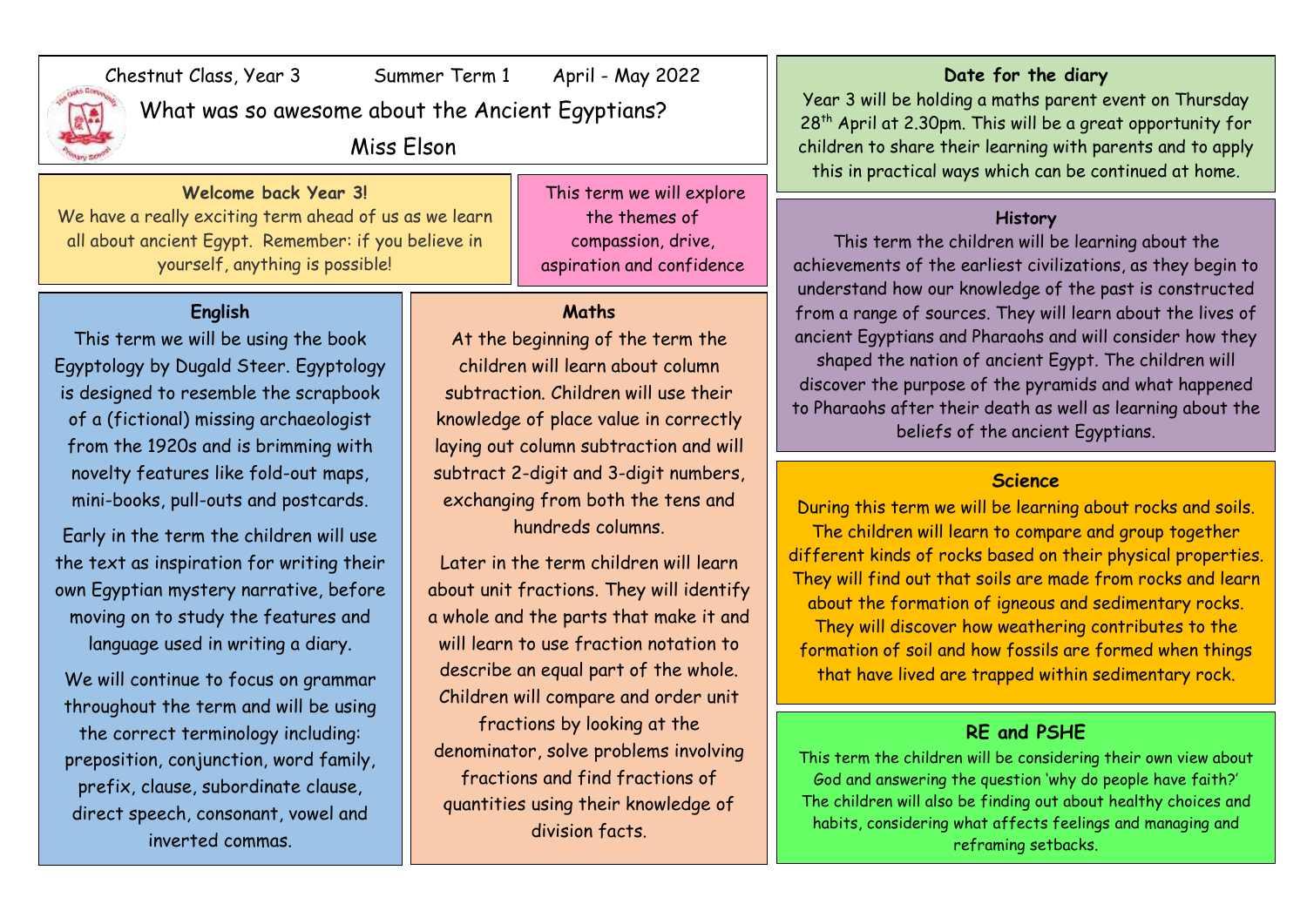Chestnut Class, Year 3 Summer Term 1 April - May 2022

# What was so awesome about the Ancient Egyptians?

Miss Elson

**Welcome back Year 3!**

We have a really exciting term ahead of us as we learn all about ancient Egypt. Remember: if you believe in yourself, anything is possible!

This term we will explore the themes of compassion, drive, aspiration and confidence

## English

This term we will be using the book Egyptology by Dugald Steer. Egyptology is designed to resemble the scrapbook of a (fictional) missing archaeologist from the 1920s and is brimming with novelty features like fold-out maps, mini-books, pull-outs and postcards.

Early in the term the children will use the text as inspiration for writing their own Egyptian mystery narrative, before moving on to study the features and language used in writing a diary.

We will continue to focus on grammar throughout the term and will be using the correct terminology including: preposition, conjunction, word family, prefix, clause, subordinate clause, direct speech, consonant, vowel and inverted commas.

## Maths

At the beginning of the term the children will learn about column subtraction. Children will use their knowledge of place value in correctly laying out column subtraction and will subtract 2-digit and 3-digit numbers, exchanging from both the tens and hundreds columns.

Later in the term children will learn about unit fractions. They will identify a whole and the parts that make it and will learn to use fraction notation to describe an equal part of the whole. Children will compare and order unit fractions by looking at the denominator, solve problems involving fractions and find fractions of quantities using their knowledge of division facts.

## Date for the diary

Year 3 will be holding a maths parent event on Thursday 28th April at 2.30pm. This will be a great opportunity for children to share their learning with parents and to apply this in practical ways which can be continued at home.

## History

This term the children will be learning about the achievements of the earliest civilizations, as they begin to understand how our knowledge of the past is constructed from a range of sources. They will learn about the lives of ancient Egyptians and Pharaohs and will consider how they shaped the nation of ancient Egypt. The children will discover the purpose of the pyramids and what happened to Pharaohs after their death as well as learning about the beliefs of the ancient Egyptians.

## Science

During this term we will be learning about rocks and soils. The children will learn to compare and group together different kinds of rocks based on their physical properties. They will find out that soils are made from rocks and learn about the formation of igneous and sedimentary rocks. They will discover how weathering contributes to the formation of soil and how fossils are formed when things that have lived are trapped within sedimentary rock.

## RE and PSHE

This term the children will be considering their own view about God and answering the question 'why do people have faith?' The children will also be finding out about healthy choices and habits, considering what affects feelings and managing and reframing setbacks.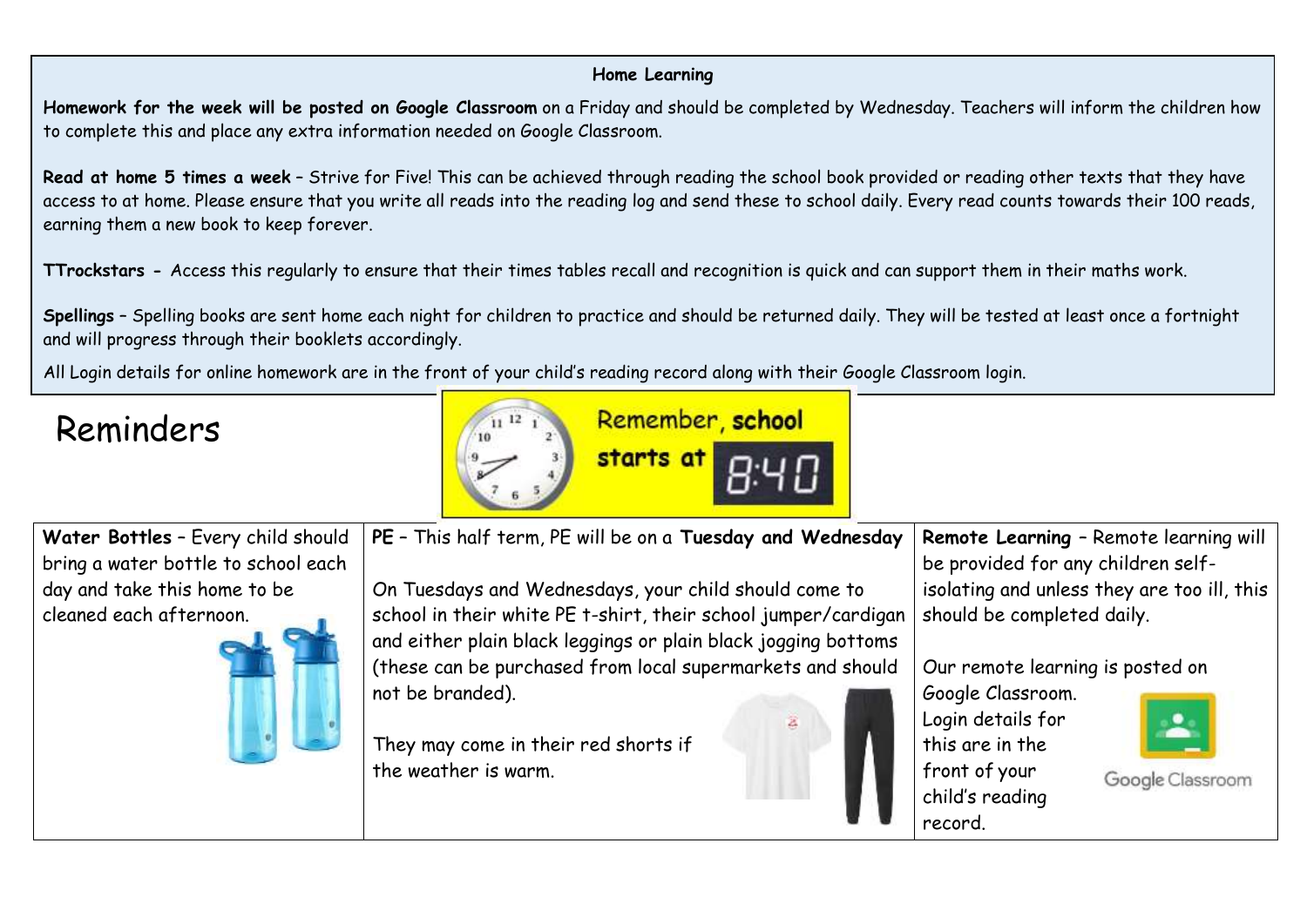## Home Learning

**Homework for the week will be posted on Google Classroom** on a Friday and should be completed by Wednesday. Teachers will inform the children how to complete this and place any extra information needed on Google Classroom.

**Read at home 5 times a week** – Strive for Five! This can be achieved through reading the school book provided or reading other texts that they have access to at home. Please ensure that you write all reads into the reading log and send these to school daily. Every read counts towards their 100 reads, earning them a new book to keep forever.

**TTrockstars -** Access this regularly to ensure that their times tables recall and recognition is quick and can support them in their maths work.

**Spellings** – Spelling books are sent home each night for children to practice and should be returned daily. They will be tested at least once a fortnight and will progress through their booklets accordingly.

All Login details for online homework are in the front of your child's reading record along with their Google Classroom login.

# Reminders

Remember, **school starts at** 8:40

| | | |
|---|---|---|
| **Water Bottles** – Every child should bring a water bottle to school each day and take this home to be cleaned each afternoon. | **PE** – This half term, PE will be on a **Tuesday and Wednesday**<br><br>On Tuesdays and Wednesdays, your child should come to school in their white PE t-shirt, their school jumper/cardigan and either plain black leggings or plain black jogging bottoms (these can be purchased from local supermarkets and should not be branded).<br><br>They may come in their red shorts if the weather is warm. | **Remote Learning** – Remote learning will be provided for any children self-isolating and unless they are too ill, this should be completed daily.<br><br>Our remote learning is posted on Google Classroom. Login details for this are in the front of your child's reading record. |